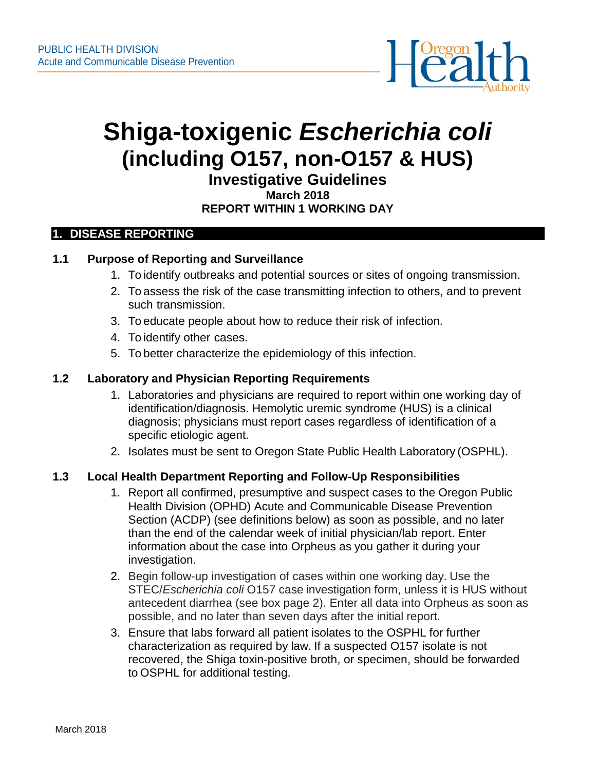PUBLIC HEALTH DIVISION
Acute and Communicable Disease Prevention

# Shiga-toxigenic *Escherichia coli* (including O157, non-O157 & HUS)

## Investigative Guidelines

**March 2018**

**REPORT WITHIN 1 WORKING DAY**

## 1. DISEASE REPORTING

### 1.1 Purpose of Reporting and Surveillance

1. To identify outbreaks and potential sources or sites of ongoing transmission.
2. To assess the risk of the case transmitting infection to others, and to prevent such transmission.
3. To educate people about how to reduce their risk of infection.
4. To identify other cases.
5. To better characterize the epidemiology of this infection.

### 1.2 Laboratory and Physician Reporting Requirements

1. Laboratories and physicians are required to report within one working day of identification/diagnosis. Hemolytic uremic syndrome (HUS) is a clinical diagnosis; physicians must report cases regardless of identification of a specific etiologic agent.
2. Isolates must be sent to Oregon State Public Health Laboratory (OSPHL).

### 1.3 Local Health Department Reporting and Follow-Up Responsibilities

1. Report all confirmed, presumptive and suspect cases to the Oregon Public Health Division (OPHD) Acute and Communicable Disease Prevention Section (ACDP) (see definitions below) as soon as possible, and no later than the end of the calendar week of initial physician/lab report. Enter information about the case into Orpheus as you gather it during your investigation.
2. Begin follow-up investigation of cases within one working day. Use the STEC/*Escherichia coli* O157 case investigation form, unless it is HUS without antecedent diarrhea (see box page 2). Enter all data into Orpheus as soon as possible, and no later than seven days after the initial report.
3. Ensure that labs forward all patient isolates to the OSPHL for further characterization as required by law. If a suspected O157 isolate is not recovered, the Shiga toxin-positive broth, or specimen, should be forwarded to OSPHL for additional testing.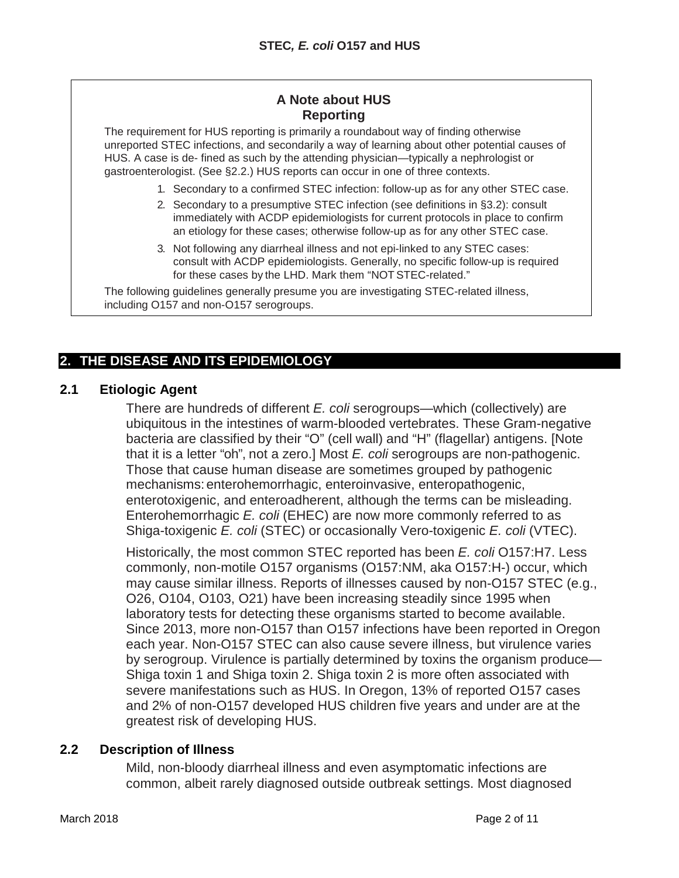**A Note about HUS Reporting**

The requirement for HUS reporting is primarily a roundabout way of finding otherwise unreported STEC infections, and secondarily a way of learning about other potential causes of HUS. A case is de- fined as such by the attending physician—typically a nephrologist or gastroenterologist. (See §2.2.) HUS reports can occur in one of three contexts.

1. Secondary to a confirmed STEC infection: follow-up as for any other STEC case.
2. Secondary to a presumptive STEC infection (see definitions in §3.2): consult immediately with ACDP epidemiologists for current protocols in place to confirm an etiology for these cases; otherwise follow-up as for any other STEC case.
3. Not following any diarrheal illness and not epi-linked to any STEC cases: consult with ACDP epidemiologists. Generally, no specific follow-up is required for these cases by the LHD. Mark them "NOT STEC-related."

The following guidelines generally presume you are investigating STEC-related illness, including O157 and non-O157 serogroups.

## 2. THE DISEASE AND ITS EPIDEMIOLOGY

### 2.1 Etiologic Agent

There are hundreds of different *E. coli* serogroups—which (collectively) are ubiquitous in the intestines of warm-blooded vertebrates. These Gram-negative bacteria are classified by their "O" (cell wall) and "H" (flagellar) antigens. [Note that it is a letter "oh", not a zero.] Most *E. coli* serogroups are non-pathogenic. Those that cause human disease are sometimes grouped by pathogenic mechanisms: enterohemorrhagic, enteroinvasive, enteropathogenic, enterotoxigenic, and enteroadherent, although the terms can be misleading. Enterohemorrhagic *E. coli* (EHEC) are now more commonly referred to as Shiga-toxigenic *E. coli* (STEC) or occasionally Vero-toxigenic *E. coli* (VTEC).

Historically, the most common STEC reported has been *E. coli* O157:H7. Less commonly, non-motile O157 organisms (O157:NM, aka O157:H-) occur, which may cause similar illness. Reports of illnesses caused by non-O157 STEC (e.g., O26, O104, O103, O21) have been increasing steadily since 1995 when laboratory tests for detecting these organisms started to become available. Since 2013, more non-O157 than O157 infections have been reported in Oregon each year. Non-O157 STEC can also cause severe illness, but virulence varies by serogroup. Virulence is partially determined by toxins the organism produce—Shiga toxin 1 and Shiga toxin 2. Shiga toxin 2 is more often associated with severe manifestations such as HUS. In Oregon, 13% of reported O157 cases and 2% of non-O157 developed HUS children five years and under are at the greatest risk of developing HUS.

### 2.2 Description of Illness

Mild, non-bloody diarrheal illness and even asymptomatic infections are common, albeit rarely diagnosed outside outbreak settings. Most diagnosed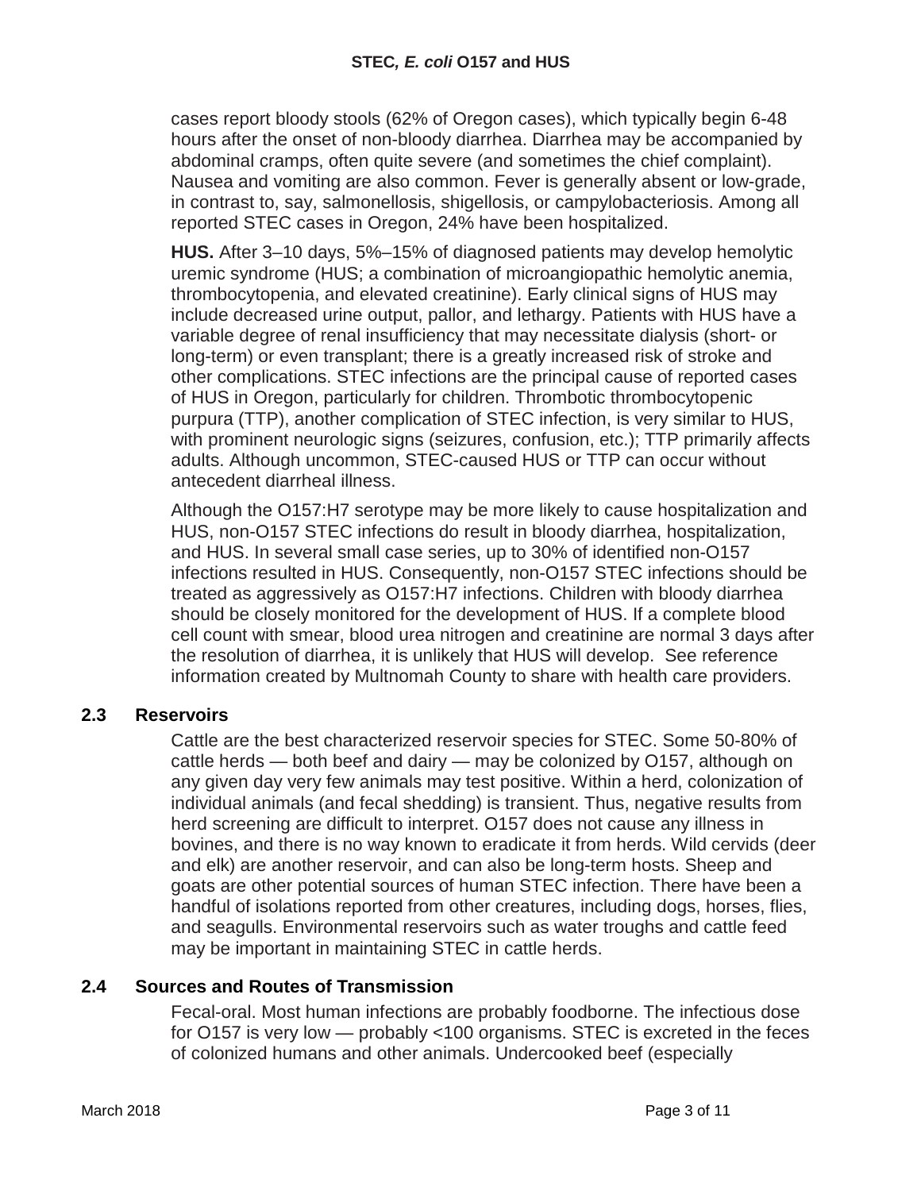cases report bloody stools (62% of Oregon cases), which typically begin 6-48 hours after the onset of non-bloody diarrhea. Diarrhea may be accompanied by abdominal cramps, often quite severe (and sometimes the chief complaint). Nausea and vomiting are also common. Fever is generally absent or low-grade, in contrast to, say, salmonellosis, shigellosis, or campylobacteriosis. Among all reported STEC cases in Oregon, 24% have been hospitalized.

**HUS.** After 3–10 days, 5%–15% of diagnosed patients may develop hemolytic uremic syndrome (HUS; a combination of microangiopathic hemolytic anemia, thrombocytopenia, and elevated creatinine). Early clinical signs of HUS may include decreased urine output, pallor, and lethargy. Patients with HUS have a variable degree of renal insufficiency that may necessitate dialysis (short- or long-term) or even transplant; there is a greatly increased risk of stroke and other complications. STEC infections are the principal cause of reported cases of HUS in Oregon, particularly for children. Thrombotic thrombocytopenic purpura (TTP), another complication of STEC infection, is very similar to HUS, with prominent neurologic signs (seizures, confusion, etc.); TTP primarily affects adults. Although uncommon, STEC-caused HUS or TTP can occur without antecedent diarrheal illness.

Although the O157:H7 serotype may be more likely to cause hospitalization and HUS, non-O157 STEC infections do result in bloody diarrhea, hospitalization, and HUS. In several small case series, up to 30% of identified non-O157 infections resulted in HUS. Consequently, non-O157 STEC infections should be treated as aggressively as O157:H7 infections. Children with bloody diarrhea should be closely monitored for the development of HUS. If a complete blood cell count with smear, blood urea nitrogen and creatinine are normal 3 days after the resolution of diarrhea, it is unlikely that HUS will develop. See reference information created by Multnomah County to share with health care providers.

## 2.3 Reservoirs

Cattle are the best characterized reservoir species for STEC. Some 50-80% of cattle herds — both beef and dairy — may be colonized by O157, although on any given day very few animals may test positive. Within a herd, colonization of individual animals (and fecal shedding) is transient. Thus, negative results from herd screening are difficult to interpret. O157 does not cause any illness in bovines, and there is no way known to eradicate it from herds. Wild cervids (deer and elk) are another reservoir, and can also be long-term hosts. Sheep and goats are other potential sources of human STEC infection. There have been a handful of isolations reported from other creatures, including dogs, horses, flies, and seagulls. Environmental reservoirs such as water troughs and cattle feed may be important in maintaining STEC in cattle herds.

## 2.4 Sources and Routes of Transmission

Fecal-oral. Most human infections are probably foodborne. The infectious dose for O157 is very low — probably <100 organisms. STEC is excreted in the feces of colonized humans and other animals. Undercooked beef (especially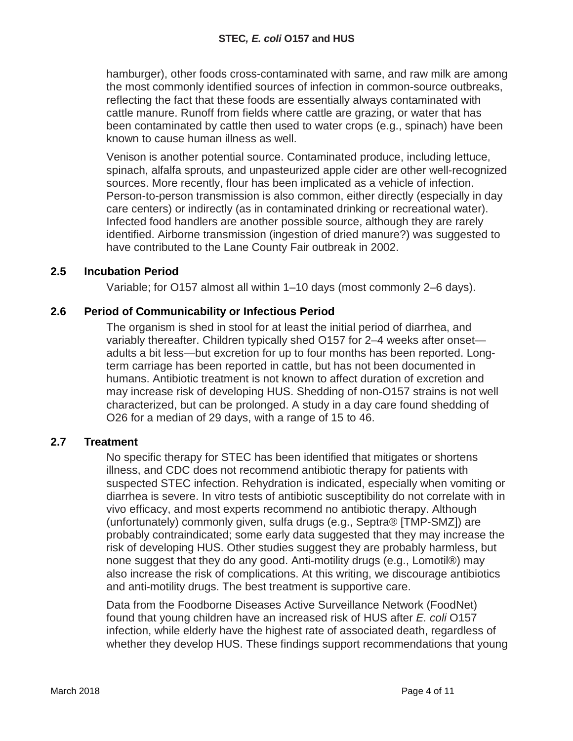hamburger), other foods cross-contaminated with same, and raw milk are among the most commonly identified sources of infection in common-source outbreaks, reflecting the fact that these foods are essentially always contaminated with cattle manure. Runoff from fields where cattle are grazing, or water that has been contaminated by cattle then used to water crops (e.g., spinach) have been known to cause human illness as well.

Venison is another potential source. Contaminated produce, including lettuce, spinach, alfalfa sprouts, and unpasteurized apple cider are other well-recognized sources. More recently, flour has been implicated as a vehicle of infection. Person-to-person transmission is also common, either directly (especially in day care centers) or indirectly (as in contaminated drinking or recreational water). Infected food handlers are another possible source, although they are rarely identified. Airborne transmission (ingestion of dried manure?) was suggested to have contributed to the Lane County Fair outbreak in 2002.

## 2.5 Incubation Period

Variable; for O157 almost all within 1–10 days (most commonly 2–6 days).

## 2.6 Period of Communicability or Infectious Period

The organism is shed in stool for at least the initial period of diarrhea, and variably thereafter. Children typically shed O157 for 2–4 weeks after onset—adults a bit less—but excretion for up to four months has been reported. Long-term carriage has been reported in cattle, but has not been documented in humans. Antibiotic treatment is not known to affect duration of excretion and may increase risk of developing HUS. Shedding of non-O157 strains is not well characterized, but can be prolonged. A study in a day care found shedding of O26 for a median of 29 days, with a range of 15 to 46.

## 2.7 Treatment

No specific therapy for STEC has been identified that mitigates or shortens illness, and CDC does not recommend antibiotic therapy for patients with suspected STEC infection. Rehydration is indicated, especially when vomiting or diarrhea is severe. In vitro tests of antibiotic susceptibility do not correlate with in vivo efficacy, and most experts recommend no antibiotic therapy. Although (unfortunately) commonly given, sulfa drugs (e.g., Septra® [TMP-SMZ]) are probably contraindicated; some early data suggested that they may increase the risk of developing HUS. Other studies suggest they are probably harmless, but none suggest that they do any good. Anti-motility drugs (e.g., Lomotil®) may also increase the risk of complications. At this writing, we discourage antibiotics and anti-motility drugs. The best treatment is supportive care.

Data from the Foodborne Diseases Active Surveillance Network (FoodNet) found that young children have an increased risk of HUS after *E. coli* O157 infection, while elderly have the highest rate of associated death, regardless of whether they develop HUS. These findings support recommendations that young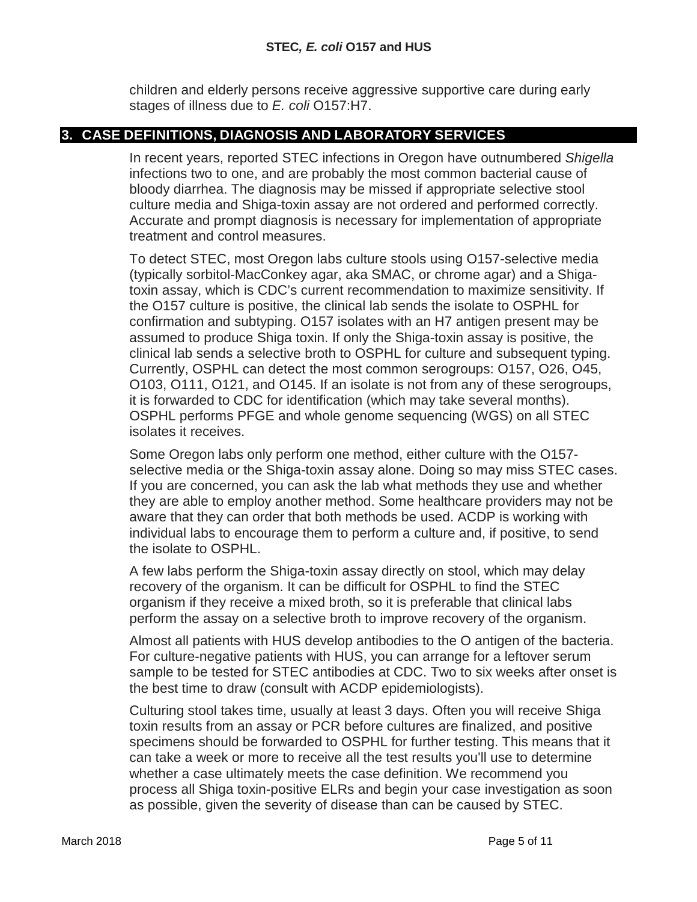children and elderly persons receive aggressive supportive care during early stages of illness due to *E. coli* O157:H7.

## 3. CASE DEFINITIONS, DIAGNOSIS AND LABORATORY SERVICES

In recent years, reported STEC infections in Oregon have outnumbered *Shigella* infections two to one, and are probably the most common bacterial cause of bloody diarrhea. The diagnosis may be missed if appropriate selective stool culture media and Shiga-toxin assay are not ordered and performed correctly. Accurate and prompt diagnosis is necessary for implementation of appropriate treatment and control measures.

To detect STEC, most Oregon labs culture stools using O157-selective media (typically sorbitol-MacConkey agar, aka SMAC, or chrome agar) and a Shiga-toxin assay, which is CDC's current recommendation to maximize sensitivity. If the O157 culture is positive, the clinical lab sends the isolate to OSPHL for confirmation and subtyping. O157 isolates with an H7 antigen present may be assumed to produce Shiga toxin. If only the Shiga-toxin assay is positive, the clinical lab sends a selective broth to OSPHL for culture and subsequent typing. Currently, OSPHL can detect the most common serogroups: O157, O26, O45, O103, O111, O121, and O145. If an isolate is not from any of these serogroups, it is forwarded to CDC for identification (which may take several months). OSPHL performs PFGE and whole genome sequencing (WGS) on all STEC isolates it receives.

Some Oregon labs only perform one method, either culture with the O157-selective media or the Shiga-toxin assay alone. Doing so may miss STEC cases. If you are concerned, you can ask the lab what methods they use and whether they are able to employ another method. Some healthcare providers may not be aware that they can order that both methods be used. ACDP is working with individual labs to encourage them to perform a culture and, if positive, to send the isolate to OSPHL.

A few labs perform the Shiga-toxin assay directly on stool, which may delay recovery of the organism. It can be difficult for OSPHL to find the STEC organism if they receive a mixed broth, so it is preferable that clinical labs perform the assay on a selective broth to improve recovery of the organism.

Almost all patients with HUS develop antibodies to the O antigen of the bacteria. For culture-negative patients with HUS, you can arrange for a leftover serum sample to be tested for STEC antibodies at CDC. Two to six weeks after onset is the best time to draw (consult with ACDP epidemiologists).

Culturing stool takes time, usually at least 3 days. Often you will receive Shiga toxin results from an assay or PCR before cultures are finalized, and positive specimens should be forwarded to OSPHL for further testing. This means that it can take a week or more to receive all the test results you'll use to determine whether a case ultimately meets the case definition. We recommend you process all Shiga toxin-positive ELRs and begin your case investigation as soon as possible, given the severity of disease than can be caused by STEC.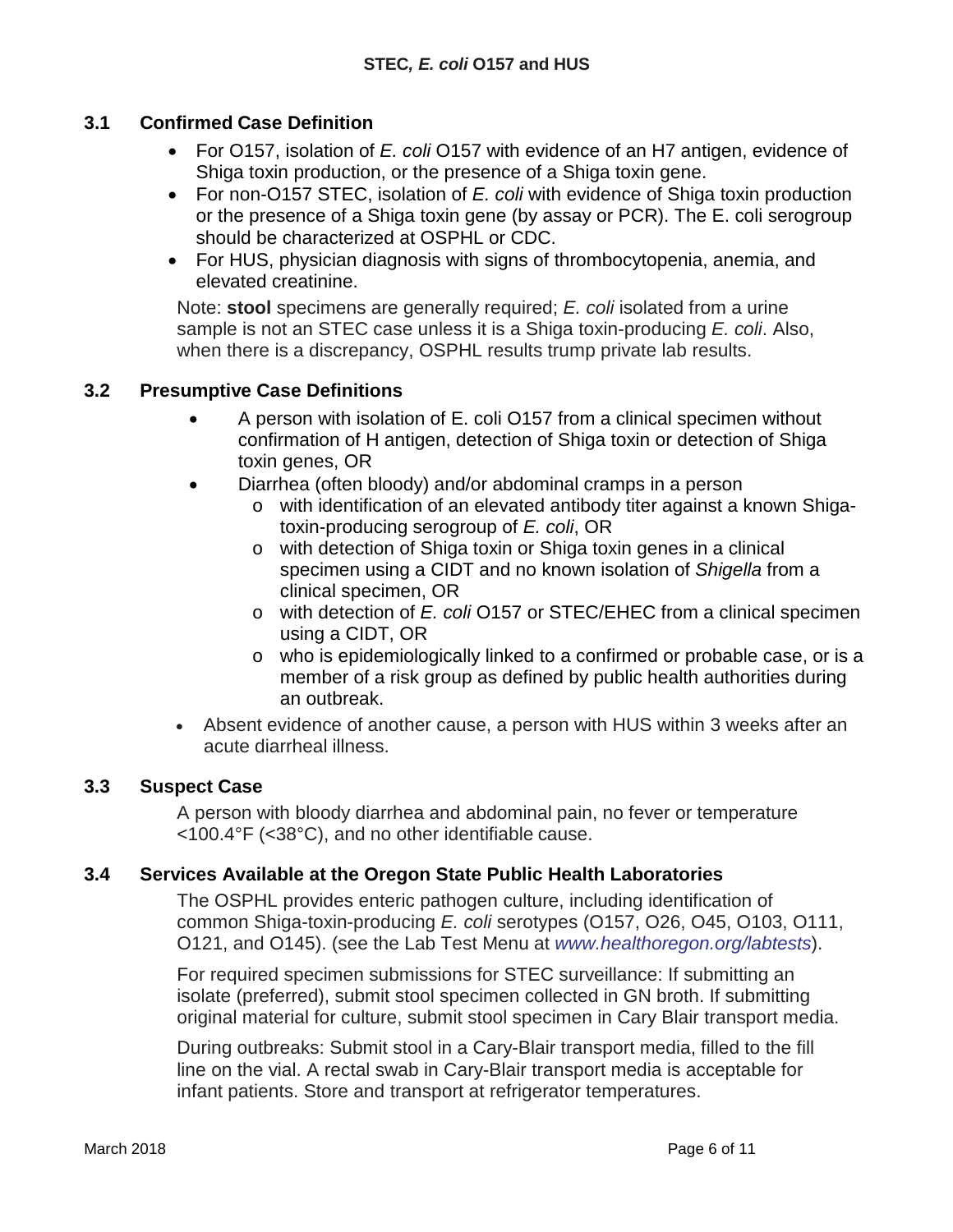### 3.1 Confirmed Case Definition

- For O157, isolation of *E. coli* O157 with evidence of an H7 antigen, evidence of Shiga toxin production, or the presence of a Shiga toxin gene.
- For non-O157 STEC, isolation of *E. coli* with evidence of Shiga toxin production or the presence of a Shiga toxin gene (by assay or PCR). The E. coli serogroup should be characterized at OSPHL or CDC.
- For HUS, physician diagnosis with signs of thrombocytopenia, anemia, and elevated creatinine.

Note: **stool** specimens are generally required; *E. coli* isolated from a urine sample is not an STEC case unless it is a Shiga toxin-producing *E. coli*. Also, when there is a discrepancy, OSPHL results trump private lab results.

### 3.2 Presumptive Case Definitions

- A person with isolation of E. coli O157 from a clinical specimen without confirmation of H antigen, detection of Shiga toxin or detection of Shiga toxin genes, OR
- Diarrhea (often bloody) and/or abdominal cramps in a person
  - with identification of an elevated antibody titer against a known Shiga-toxin-producing serogroup of *E. coli*, OR
  - with detection of Shiga toxin or Shiga toxin genes in a clinical specimen using a CIDT and no known isolation of *Shigella* from a clinical specimen, OR
  - with detection of *E. coli* O157 or STEC/EHEC from a clinical specimen using a CIDT, OR
  - who is epidemiologically linked to a confirmed or probable case, or is a member of a risk group as defined by public health authorities during an outbreak.
- Absent evidence of another cause, a person with HUS within 3 weeks after an acute diarrheal illness.

### 3.3 Suspect Case

A person with bloody diarrhea and abdominal pain, no fever or temperature <100.4°F (<38°C), and no other identifiable cause.

### 3.4 Services Available at the Oregon State Public Health Laboratories

The OSPHL provides enteric pathogen culture, including identification of common Shiga-toxin-producing *E. coli* serotypes (O157, O26, O45, O103, O111, O121, and O145). (see the Lab Test Menu at *www.healthoregon.org/labtests*).

For required specimen submissions for STEC surveillance: If submitting an isolate (preferred), submit stool specimen collected in GN broth. If submitting original material for culture, submit stool specimen in Cary Blair transport media.

During outbreaks: Submit stool in a Cary-Blair transport media, filled to the fill line on the vial. A rectal swab in Cary-Blair transport media is acceptable for infant patients. Store and transport at refrigerator temperatures.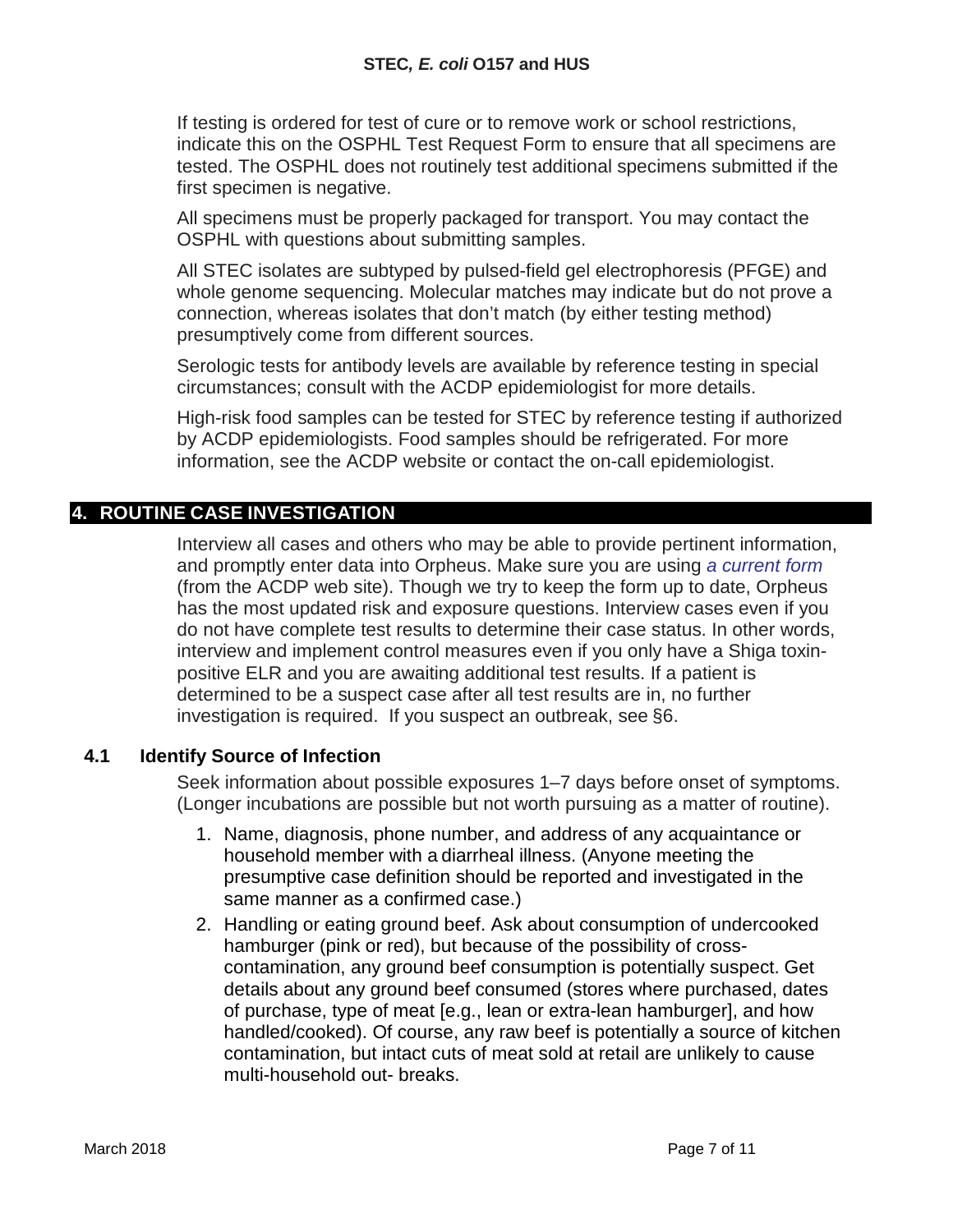If testing is ordered for test of cure or to remove work or school restrictions, indicate this on the OSPHL Test Request Form to ensure that all specimens are tested. The OSPHL does not routinely test additional specimens submitted if the first specimen is negative.

All specimens must be properly packaged for transport. You may contact the OSPHL with questions about submitting samples.

All STEC isolates are subtyped by pulsed-field gel electrophoresis (PFGE) and whole genome sequencing. Molecular matches may indicate but do not prove a connection, whereas isolates that don't match (by either testing method) presumptively come from different sources.

Serologic tests for antibody levels are available by reference testing in special circumstances; consult with the ACDP epidemiologist for more details.

High-risk food samples can be tested for STEC by reference testing if authorized by ACDP epidemiologists. Food samples should be refrigerated. For more information, see the ACDP website or contact the on-call epidemiologist.

## 4. ROUTINE CASE INVESTIGATION

Interview all cases and others who may be able to provide pertinent information, and promptly enter data into Orpheus. Make sure you are using *a current form* (from the ACDP web site). Though we try to keep the form up to date, Orpheus has the most updated risk and exposure questions. Interview cases even if you do not have complete test results to determine their case status. In other words, interview and implement control measures even if you only have a Shiga toxin-positive ELR and you are awaiting additional test results. If a patient is determined to be a suspect case after all test results are in, no further investigation is required. If you suspect an outbreak, see §6.

### 4.1 Identify Source of Infection

Seek information about possible exposures 1–7 days before onset of symptoms. (Longer incubations are possible but not worth pursuing as a matter of routine).

1. Name, diagnosis, phone number, and address of any acquaintance or household member with a diarrheal illness. (Anyone meeting the presumptive case definition should be reported and investigated in the same manner as a confirmed case.)
2. Handling or eating ground beef. Ask about consumption of undercooked hamburger (pink or red), but because of the possibility of cross-contamination, any ground beef consumption is potentially suspect. Get details about any ground beef consumed (stores where purchased, dates of purchase, type of meat [e.g., lean or extra-lean hamburger], and how handled/cooked). Of course, any raw beef is potentially a source of kitchen contamination, but intact cuts of meat sold at retail are unlikely to cause multi-household out- breaks.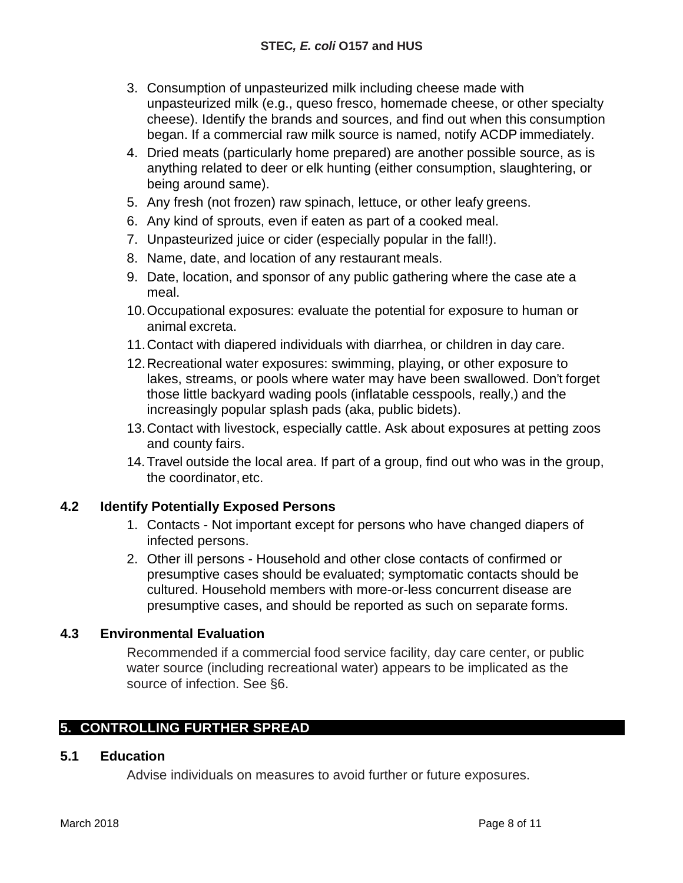3. Consumption of unpasteurized milk including cheese made with unpasteurized milk (e.g., queso fresco, homemade cheese, or other specialty cheese). Identify the brands and sources, and find out when this consumption began. If a commercial raw milk source is named, notify ACDP immediately.
4. Dried meats (particularly home prepared) are another possible source, as is anything related to deer or elk hunting (either consumption, slaughtering, or being around same).
5. Any fresh (not frozen) raw spinach, lettuce, or other leafy greens.
6. Any kind of sprouts, even if eaten as part of a cooked meal.
7. Unpasteurized juice or cider (especially popular in the fall!).
8. Name, date, and location of any restaurant meals.
9. Date, location, and sponsor of any public gathering where the case ate a meal.
10. Occupational exposures: evaluate the potential for exposure to human or animal excreta.
11. Contact with diapered individuals with diarrhea, or children in day care.
12. Recreational water exposures: swimming, playing, or other exposure to lakes, streams, or pools where water may have been swallowed. Don't forget those little backyard wading pools (inflatable cesspools, really,) and the increasingly popular splash pads (aka, public bidets).
13. Contact with livestock, especially cattle. Ask about exposures at petting zoos and county fairs.
14. Travel outside the local area. If part of a group, find out who was in the group, the coordinator, etc.

### 4.2 Identify Potentially Exposed Persons

1. Contacts - Not important except for persons who have changed diapers of infected persons.
2. Other ill persons - Household and other close contacts of confirmed or presumptive cases should be evaluated; symptomatic contacts should be cultured. Household members with more-or-less concurrent disease are presumptive cases, and should be reported as such on separate forms.

### 4.3 Environmental Evaluation

Recommended if a commercial food service facility, day care center, or public water source (including recreational water) appears to be implicated as the source of infection. See §6.

## 5. CONTROLLING FURTHER SPREAD

### 5.1 Education

Advise individuals on measures to avoid further or future exposures.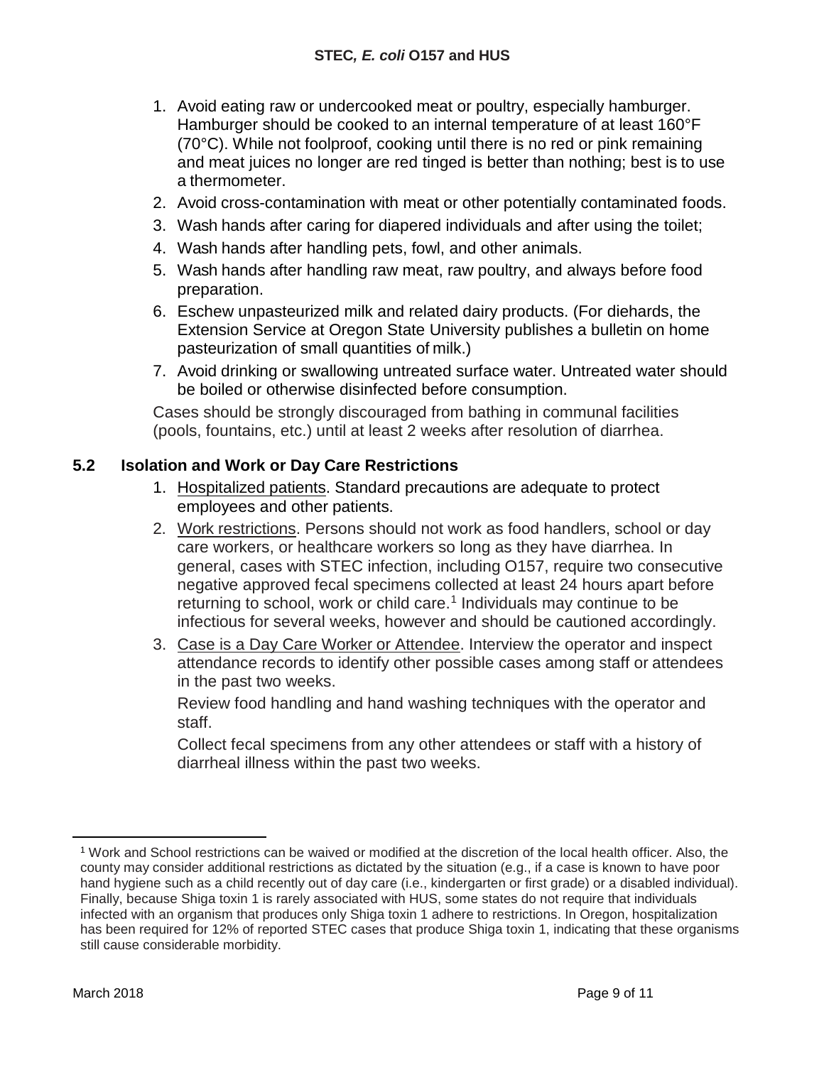1. Avoid eating raw or undercooked meat or poultry, especially hamburger. Hamburger should be cooked to an internal temperature of at least 160°F (70°C). While not foolproof, cooking until there is no red or pink remaining and meat juices no longer are red tinged is better than nothing; best is to use a thermometer.
2. Avoid cross-contamination with meat or other potentially contaminated foods.
3. Wash hands after caring for diapered individuals and after using the toilet;
4. Wash hands after handling pets, fowl, and other animals.
5. Wash hands after handling raw meat, raw poultry, and always before food preparation.
6. Eschew unpasteurized milk and related dairy products. (For diehards, the Extension Service at Oregon State University publishes a bulletin on home pasteurization of small quantities of milk.)
7. Avoid drinking or swallowing untreated surface water. Untreated water should be boiled or otherwise disinfected before consumption.

Cases should be strongly discouraged from bathing in communal facilities (pools, fountains, etc.) until at least 2 weeks after resolution of diarrhea.

### 5.2 Isolation and Work or Day Care Restrictions

1. Hospitalized patients. Standard precautions are adequate to protect employees and other patients.
2. Work restrictions. Persons should not work as food handlers, school or day care workers, or healthcare workers so long as they have diarrhea. In general, cases with STEC infection, including O157, require two consecutive negative approved fecal specimens collected at least 24 hours apart before returning to school, work or child care.[1] Individuals may continue to be infectious for several weeks, however and should be cautioned accordingly.
3. Case is a Day Care Worker or Attendee. Interview the operator and inspect attendance records to identify other possible cases among staff or attendees in the past two weeks.

   Review food handling and hand washing techniques with the operator and staff.

   Collect fecal specimens from any other attendees or staff with a history of diarrheal illness within the past two weeks.

[1] Work and School restrictions can be waived or modified at the discretion of the local health officer. Also, the county may consider additional restrictions as dictated by the situation (e.g., if a case is known to have poor hand hygiene such as a child recently out of day care (i.e., kindergarten or first grade) or a disabled individual). Finally, because Shiga toxin 1 is rarely associated with HUS, some states do not require that individuals infected with an organism that produces only Shiga toxin 1 adhere to restrictions. In Oregon, hospitalization has been required for 12% of reported STEC cases that produce Shiga toxin 1, indicating that these organisms still cause considerable morbidity.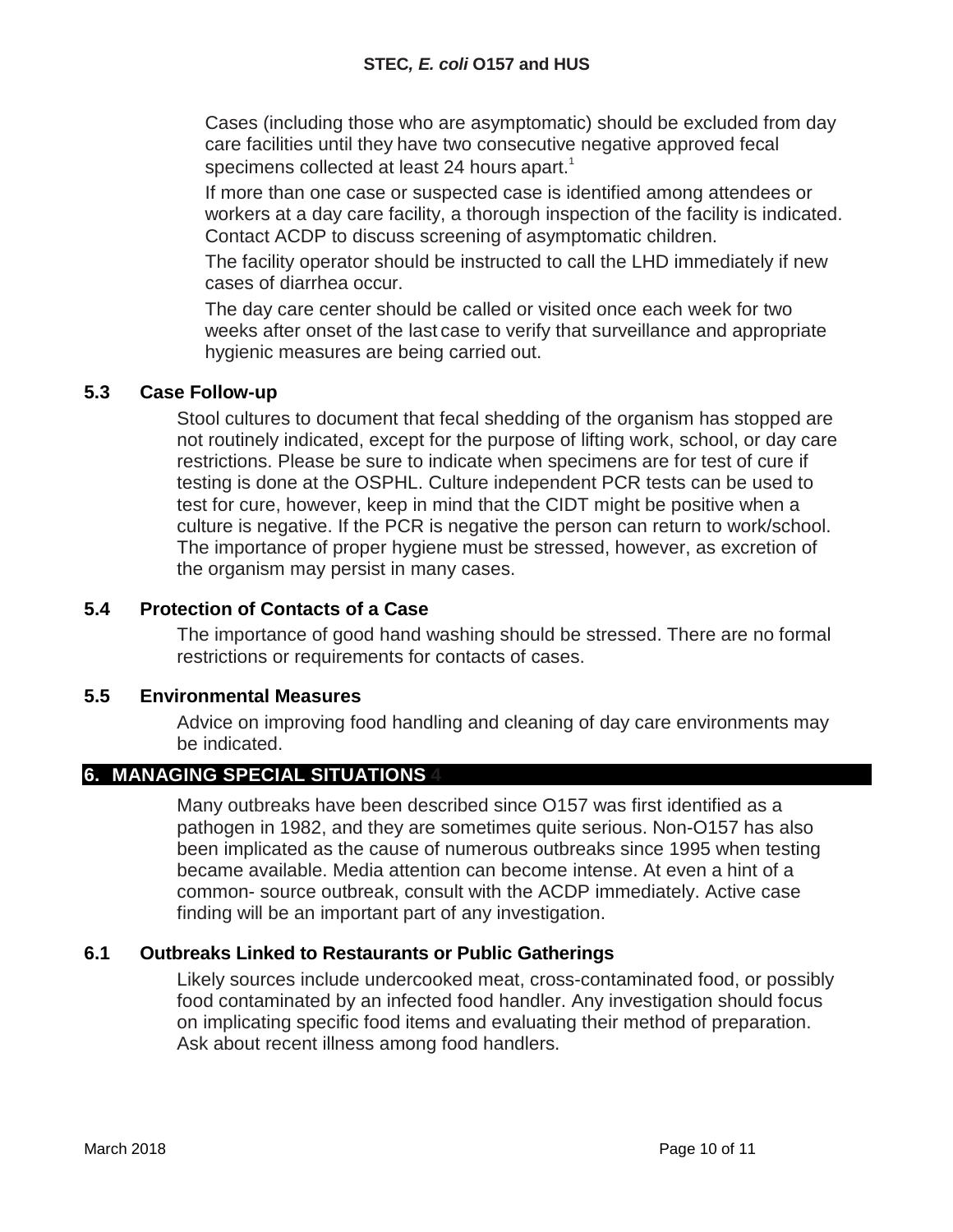Cases (including those who are asymptomatic) should be excluded from day care facilities until they have two consecutive negative approved fecal specimens collected at least 24 hours apart.[1]

If more than one case or suspected case is identified among attendees or workers at a day care facility, a thorough inspection of the facility is indicated. Contact ACDP to discuss screening of asymptomatic children.

The facility operator should be instructed to call the LHD immediately if new cases of diarrhea occur.

The day care center should be called or visited once each week for two weeks after onset of the last case to verify that surveillance and appropriate hygienic measures are being carried out.

### 5.3 Case Follow-up

Stool cultures to document that fecal shedding of the organism has stopped are not routinely indicated, except for the purpose of lifting work, school, or day care restrictions. Please be sure to indicate when specimens are for test of cure if testing is done at the OSPHL. Culture independent PCR tests can be used to test for cure, however, keep in mind that the CIDT might be positive when a culture is negative. If the PCR is negative the person can return to work/school. The importance of proper hygiene must be stressed, however, as excretion of the organism may persist in many cases.

### 5.4 Protection of Contacts of a Case

The importance of good hand washing should be stressed. There are no formal restrictions or requirements for contacts of cases.

### 5.5 Environmental Measures

Advice on improving food handling and cleaning of day care environments may be indicated.

## 6. MANAGING SPECIAL SITUATIONS 4

Many outbreaks have been described since O157 was first identified as a pathogen in 1982, and they are sometimes quite serious. Non-O157 has also been implicated as the cause of numerous outbreaks since 1995 when testing became available. Media attention can become intense. At even a hint of a common- source outbreak, consult with the ACDP immediately. Active case finding will be an important part of any investigation.

### 6.1 Outbreaks Linked to Restaurants or Public Gatherings

Likely sources include undercooked meat, cross-contaminated food, or possibly food contaminated by an infected food handler. Any investigation should focus on implicating specific food items and evaluating their method of preparation. Ask about recent illness among food handlers.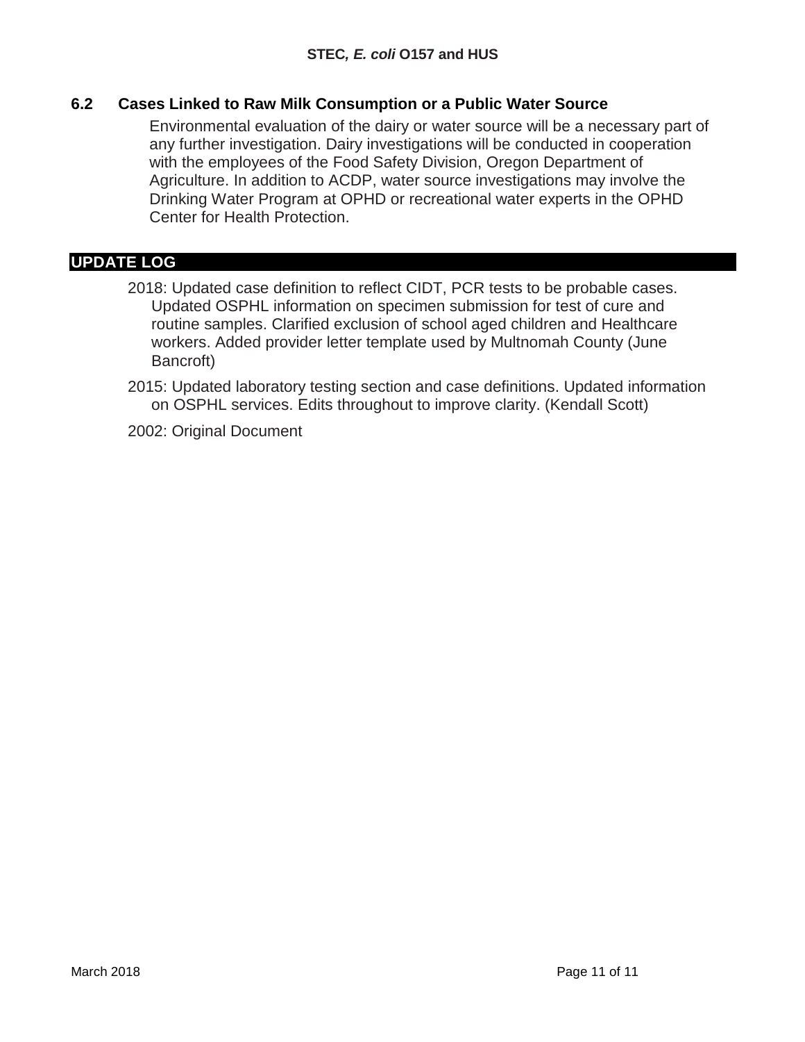### 6.2 Cases Linked to Raw Milk Consumption or a Public Water Source

Environmental evaluation of the dairy or water source will be a necessary part of any further investigation. Dairy investigations will be conducted in cooperation with the employees of the Food Safety Division, Oregon Department of Agriculture. In addition to ACDP, water source investigations may involve the Drinking Water Program at OPHD or recreational water experts in the OPHD Center for Health Protection.

## UPDATE LOG

2018: Updated case definition to reflect CIDT, PCR tests to be probable cases. Updated OSPHL information on specimen submission for test of cure and routine samples. Clarified exclusion of school aged children and Healthcare workers. Added provider letter template used by Multnomah County (June Bancroft)

2015: Updated laboratory testing section and case definitions. Updated information on OSPHL services. Edits throughout to improve clarity. (Kendall Scott)

2002: Original Document